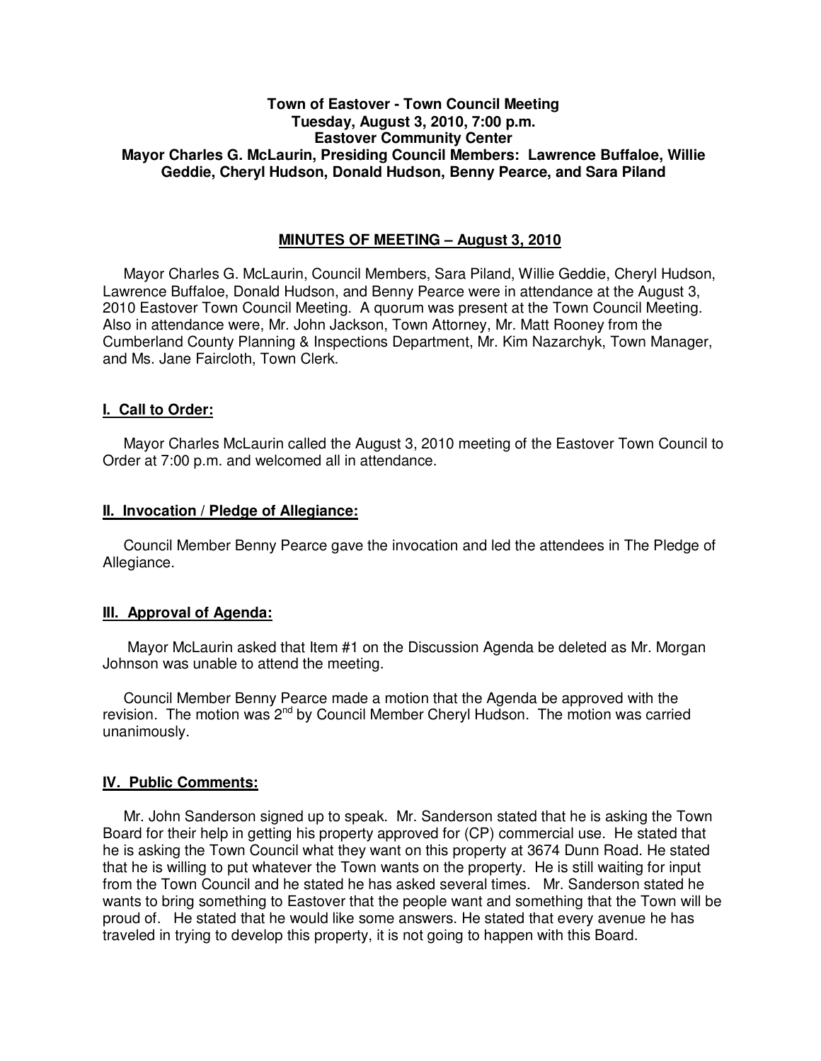**Town of Eastover - Town Council Meeting**
**Tuesday, August 3, 2010, 7:00 p.m.**
**Eastover Community Center**
**Mayor Charles G. McLaurin, Presiding Council Members: Lawrence Buffaloe, Willie Geddie, Cheryl Hudson, Donald Hudson, Benny Pearce, and Sara Piland**

## MINUTES OF MEETING – August 3, 2010

Mayor Charles G. McLaurin, Council Members, Sara Piland, Willie Geddie, Cheryl Hudson, Lawrence Buffaloe, Donald Hudson, and Benny Pearce were in attendance at the August 3, 2010 Eastover Town Council Meeting. A quorum was present at the Town Council Meeting. Also in attendance were, Mr. John Jackson, Town Attorney, Mr. Matt Rooney from the Cumberland County Planning & Inspections Department, Mr. Kim Nazarchyk, Town Manager, and Ms. Jane Faircloth, Town Clerk.

### I. Call to Order:

Mayor Charles McLaurin called the August 3, 2010 meeting of the Eastover Town Council to Order at 7:00 p.m. and welcomed all in attendance.

### II. Invocation / Pledge of Allegiance:

Council Member Benny Pearce gave the invocation and led the attendees in The Pledge of Allegiance.

### III. Approval of Agenda:

Mayor McLaurin asked that Item #1 on the Discussion Agenda be deleted as Mr. Morgan Johnson was unable to attend the meeting.

Council Member Benny Pearce made a motion that the Agenda be approved with the revision. The motion was 2nd by Council Member Cheryl Hudson. The motion was carried unanimously.

### IV. Public Comments:

Mr. John Sanderson signed up to speak. Mr. Sanderson stated that he is asking the Town Board for their help in getting his property approved for (CP) commercial use. He stated that he is asking the Town Council what they want on this property at 3674 Dunn Road. He stated that he is willing to put whatever the Town wants on the property. He is still waiting for input from the Town Council and he stated he has asked several times. Mr. Sanderson stated he wants to bring something to Eastover that the people want and something that the Town will be proud of. He stated that he would like some answers. He stated that every avenue he has traveled in trying to develop this property, it is not going to happen with this Board.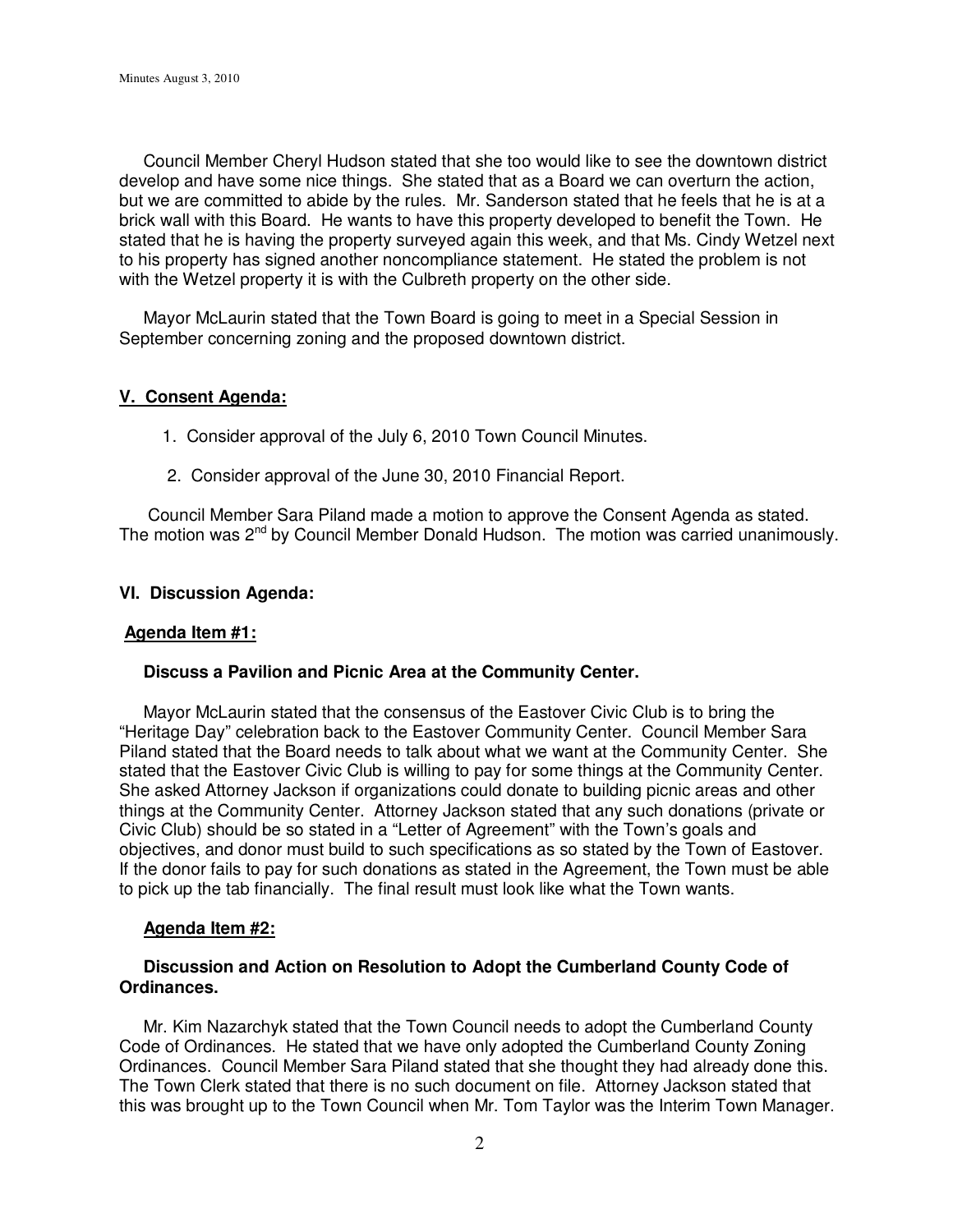Council Member Cheryl Hudson stated that she too would like to see the downtown district develop and have some nice things. She stated that as a Board we can overturn the action, but we are committed to abide by the rules. Mr. Sanderson stated that he feels that he is at a brick wall with this Board. He wants to have this property developed to benefit the Town. He stated that he is having the property surveyed again this week, and that Ms. Cindy Wetzel next to his property has signed another noncompliance statement. He stated the problem is not with the Wetzel property it is with the Culbreth property on the other side.

Mayor McLaurin stated that the Town Board is going to meet in a Special Session in September concerning zoning and the proposed downtown district.

## V. Consent Agenda:

1. Consider approval of the July 6, 2010 Town Council Minutes.
2. Consider approval of the June 30, 2010 Financial Report.

Council Member Sara Piland made a motion to approve the Consent Agenda as stated. The motion was 2nd by Council Member Donald Hudson. The motion was carried unanimously.

## VI. Discussion Agenda:

### Agenda Item #1:

**Discuss a Pavilion and Picnic Area at the Community Center.**

Mayor McLaurin stated that the consensus of the Eastover Civic Club is to bring the "Heritage Day" celebration back to the Eastover Community Center. Council Member Sara Piland stated that the Board needs to talk about what we want at the Community Center. She stated that the Eastover Civic Club is willing to pay for some things at the Community Center. She asked Attorney Jackson if organizations could donate to building picnic areas and other things at the Community Center. Attorney Jackson stated that any such donations (private or Civic Club) should be so stated in a "Letter of Agreement" with the Town's goals and objectives, and donor must build to such specifications as so stated by the Town of Eastover. If the donor fails to pay for such donations as stated in the Agreement, the Town must be able to pick up the tab financially. The final result must look like what the Town wants.

### Agenda Item #2:

**Discussion and Action on Resolution to Adopt the Cumberland County Code of Ordinances.**

Mr. Kim Nazarchyk stated that the Town Council needs to adopt the Cumberland County Code of Ordinances. He stated that we have only adopted the Cumberland County Zoning Ordinances. Council Member Sara Piland stated that she thought they had already done this. The Town Clerk stated that there is no such document on file. Attorney Jackson stated that this was brought up to the Town Council when Mr. Tom Taylor was the Interim Town Manager.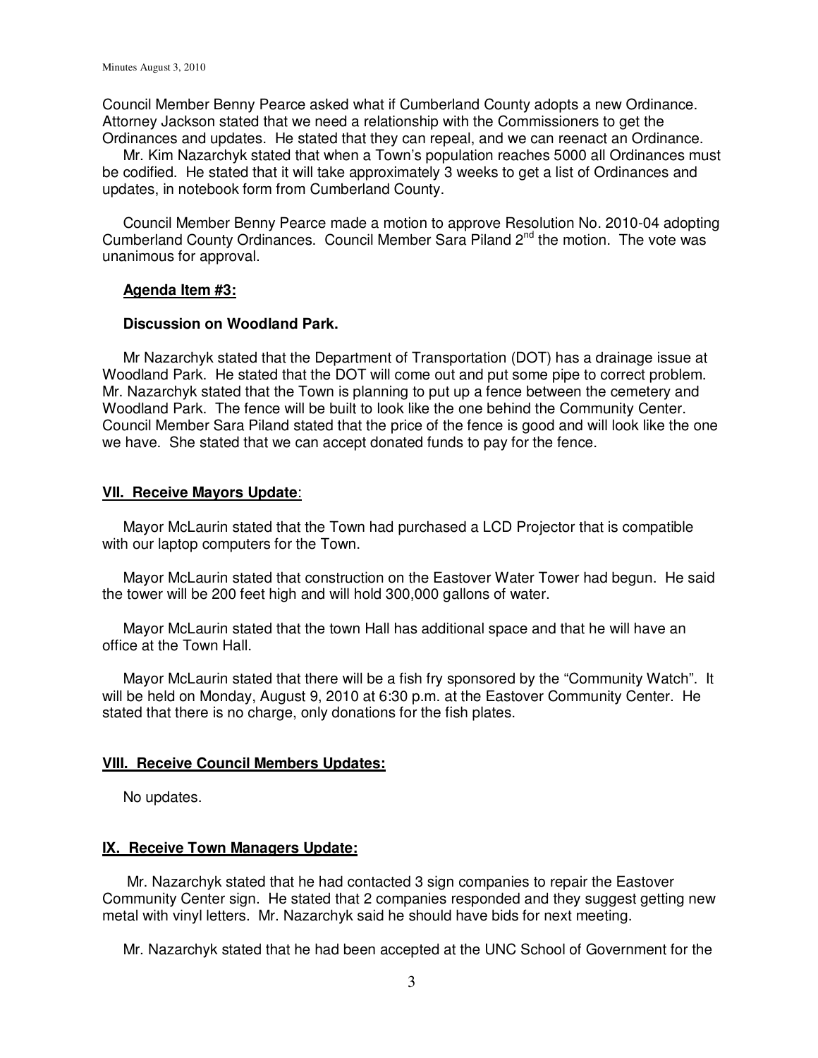Council Member Benny Pearce asked what if Cumberland County adopts a new Ordinance. Attorney Jackson stated that we need a relationship with the Commissioners to get the Ordinances and updates. He stated that they can repeal, and we can reenact an Ordinance.

Mr. Kim Nazarchyk stated that when a Town's population reaches 5000 all Ordinances must be codified. He stated that it will take approximately 3 weeks to get a list of Ordinances and updates, in notebook form from Cumberland County.

Council Member Benny Pearce made a motion to approve Resolution No. 2010-04 adopting Cumberland County Ordinances. Council Member Sara Piland 2nd the motion. The vote was unanimous for approval.

**Agenda Item #3:**

**Discussion on Woodland Park.**

Mr Nazarchyk stated that the Department of Transportation (DOT) has a drainage issue at Woodland Park. He stated that the DOT will come out and put some pipe to correct problem. Mr. Nazarchyk stated that the Town is planning to put up a fence between the cemetery and Woodland Park. The fence will be built to look like the one behind the Community Center. Council Member Sara Piland stated that the price of the fence is good and will look like the one we have. She stated that we can accept donated funds to pay for the fence.

**VII. Receive Mayors Update**:

Mayor McLaurin stated that the Town had purchased a LCD Projector that is compatible with our laptop computers for the Town.

Mayor McLaurin stated that construction on the Eastover Water Tower had begun. He said the tower will be 200 feet high and will hold 300,000 gallons of water.

Mayor McLaurin stated that the town Hall has additional space and that he will have an office at the Town Hall.

Mayor McLaurin stated that there will be a fish fry sponsored by the "Community Watch". It will be held on Monday, August 9, 2010 at 6:30 p.m. at the Eastover Community Center. He stated that there is no charge, only donations for the fish plates.

**VIII. Receive Council Members Updates:**

No updates.

**IX. Receive Town Managers Update:**

Mr. Nazarchyk stated that he had contacted 3 sign companies to repair the Eastover Community Center sign. He stated that 2 companies responded and they suggest getting new metal with vinyl letters. Mr. Nazarchyk said he should have bids for next meeting.

Mr. Nazarchyk stated that he had been accepted at the UNC School of Government for the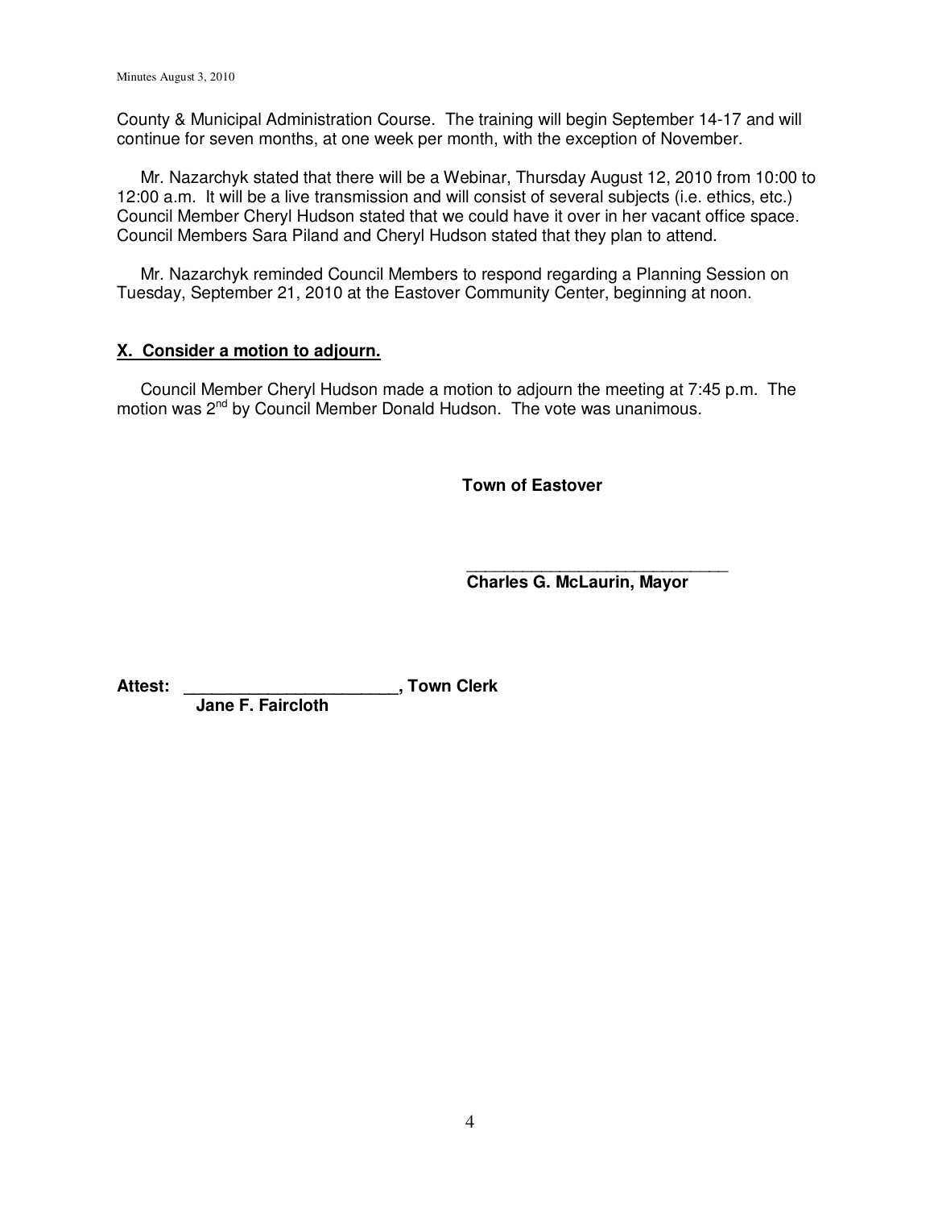County & Municipal Administration Course. The training will begin September 14-17 and will continue for seven months, at one week per month, with the exception of November.

Mr. Nazarchyk stated that there will be a Webinar, Thursday August 12, 2010 from 10:00 to 12:00 a.m. It will be a live transmission and will consist of several subjects (i.e. ethics, etc.) Council Member Cheryl Hudson stated that we could have it over in her vacant office space. Council Members Sara Piland and Cheryl Hudson stated that they plan to attend.

Mr. Nazarchyk reminded Council Members to respond regarding a Planning Session on Tuesday, September 21, 2010 at the Eastover Community Center, beginning at noon.

**X. Consider a motion to adjourn.**

Council Member Cheryl Hudson made a motion to adjourn the meeting at 7:45 p.m. The motion was 2nd by Council Member Donald Hudson. The vote was unanimous.

**Town of Eastover**

______________________________

**Charles G. McLaurin, Mayor**

**Attest: _______________________, Town Clerk**
**Jane F. Faircloth**